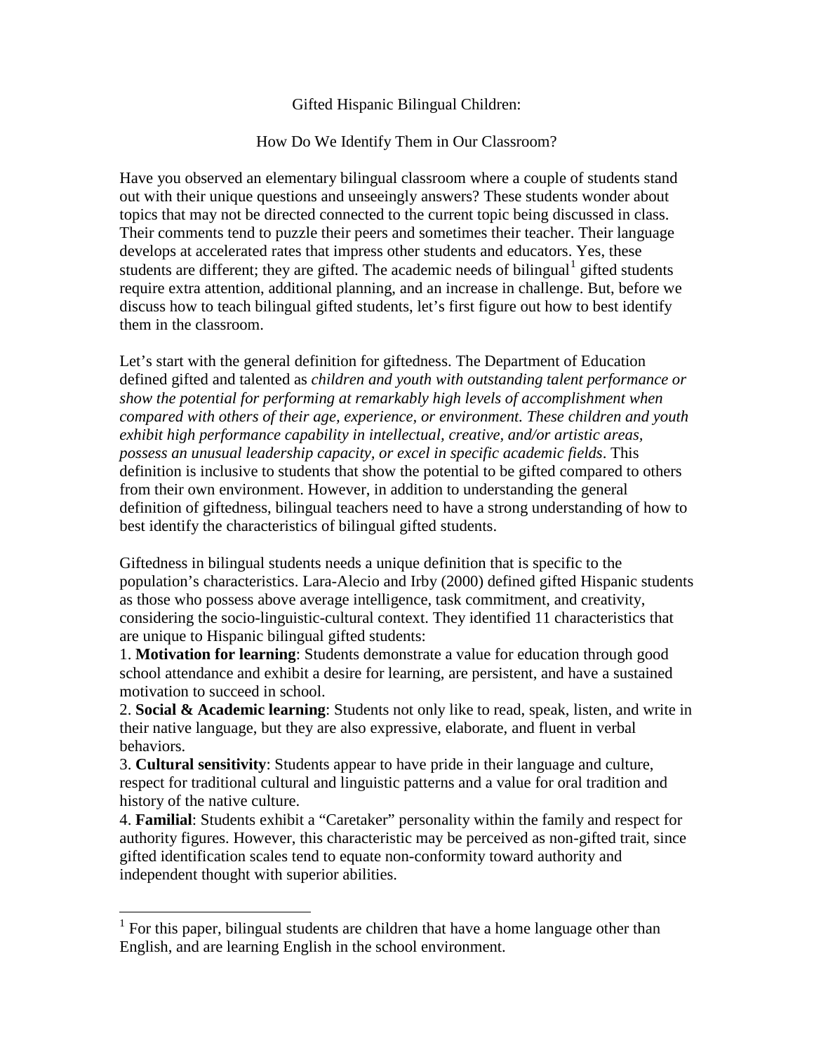# Gifted Hispanic Bilingual Children:

## How Do We Identify Them in Our Classroom?

Have you observed an elementary bilingual classroom where a couple of students stand out with their unique questions and unseeingly answers? These students wonder about topics that may not be directed connected to the current topic being discussed in class. Their comments tend to puzzle their peers and sometimes their teacher. Their language develops at accelerated rates that impress other students and educators. Yes, these students are different; they are gifted. The academic needs of bilingual[1] gifted students require extra attention, additional planning, and an increase in challenge. But, before we discuss how to teach bilingual gifted students, let's first figure out how to best identify them in the classroom.

Let's start with the general definition for giftedness. The Department of Education defined gifted and talented as *children and youth with outstanding talent performance or show the potential for performing at remarkably high levels of accomplishment when compared with others of their age, experience, or environment. These children and youth exhibit high performance capability in intellectual, creative, and/or artistic areas, possess an unusual leadership capacity, or excel in specific academic fields*. This definition is inclusive to students that show the potential to be gifted compared to others from their own environment. However, in addition to understanding the general definition of giftedness, bilingual teachers need to have a strong understanding of how to best identify the characteristics of bilingual gifted students.

Giftedness in bilingual students needs a unique definition that is specific to the population's characteristics. Lara-Alecio and Irby (2000) defined gifted Hispanic students as those who possess above average intelligence, task commitment, and creativity, considering the socio-linguistic-cultural context. They identified 11 characteristics that are unique to Hispanic bilingual gifted students:

1. **Motivation for learning**: Students demonstrate a value for education through good school attendance and exhibit a desire for learning, are persistent, and have a sustained motivation to succeed in school.
2. **Social & Academic learning**: Students not only like to read, speak, listen, and write in their native language, but they are also expressive, elaborate, and fluent in verbal behaviors.
3. **Cultural sensitivity**: Students appear to have pride in their language and culture, respect for traditional cultural and linguistic patterns and a value for oral tradition and history of the native culture.
4. **Familial**: Students exhibit a "Caretaker" personality within the family and respect for authority figures. However, this characteristic may be perceived as non-gifted trait, since gifted identification scales tend to equate non-conformity toward authority and independent thought with superior abilities.

---

[1] For this paper, bilingual students are children that have a home language other than English, and are learning English in the school environment.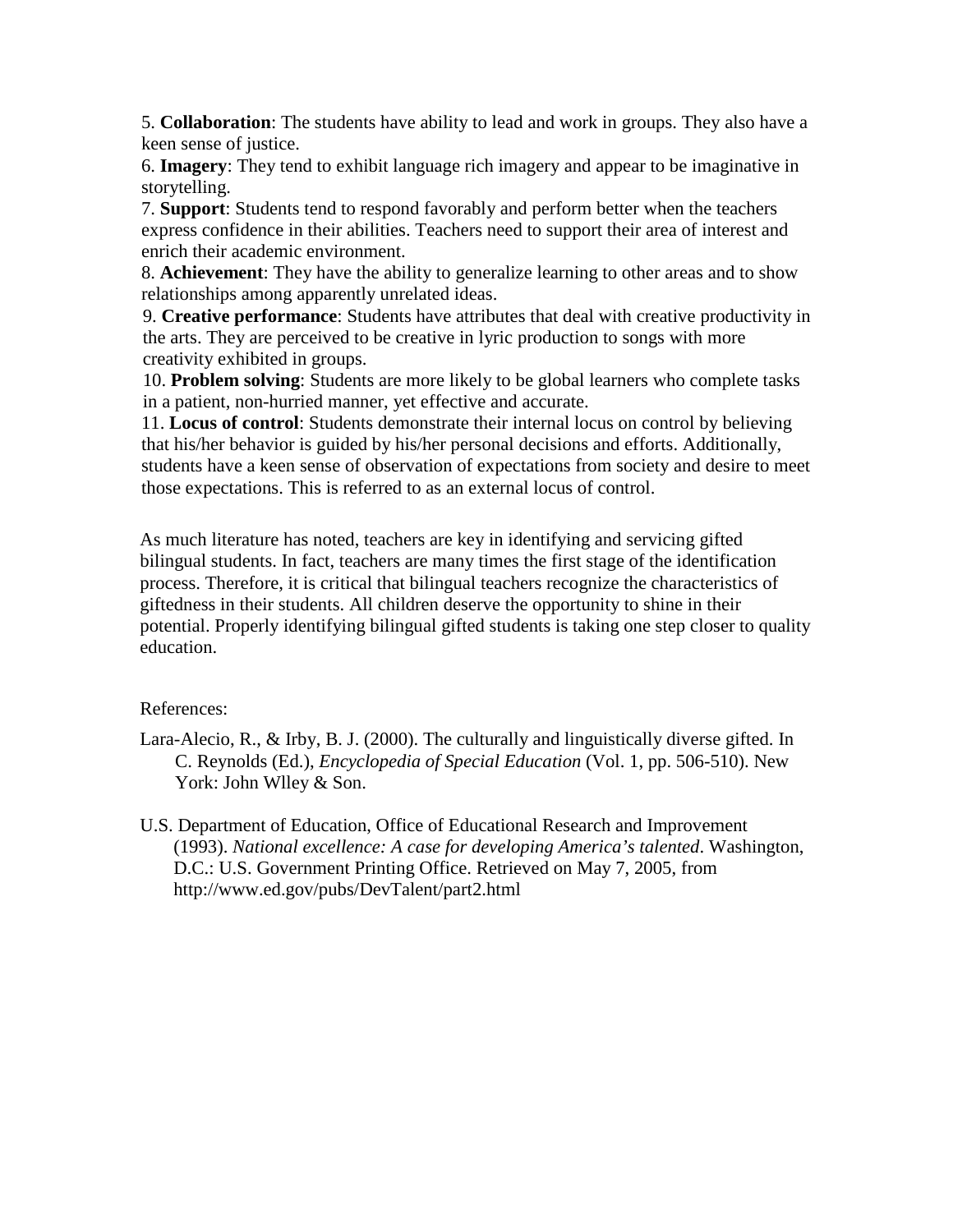5. **Collaboration**: The students have ability to lead and work in groups. They also have a keen sense of justice.

6. **Imagery**: They tend to exhibit language rich imagery and appear to be imaginative in storytelling.

7. **Support**: Students tend to respond favorably and perform better when the teachers express confidence in their abilities. Teachers need to support their area of interest and enrich their academic environment.

8. **Achievement**: They have the ability to generalize learning to other areas and to show relationships among apparently unrelated ideas.

9. **Creative performance**: Students have attributes that deal with creative productivity in the arts. They are perceived to be creative in lyric production to songs with more creativity exhibited in groups.

10. **Problem solving**: Students are more likely to be global learners who complete tasks in a patient, non-hurried manner, yet effective and accurate.

11. **Locus of control**: Students demonstrate their internal locus on control by believing that his/her behavior is guided by his/her personal decisions and efforts. Additionally, students have a keen sense of observation of expectations from society and desire to meet those expectations. This is referred to as an external locus of control.

As much literature has noted, teachers are key in identifying and servicing gifted bilingual students. In fact, teachers are many times the first stage of the identification process. Therefore, it is critical that bilingual teachers recognize the characteristics of giftedness in their students. All children deserve the opportunity to shine in their potential. Properly identifying bilingual gifted students is taking one step closer to quality education.

References:

Lara-Alecio, R., & Irby, B. J. (2000). The culturally and linguistically diverse gifted. In C. Reynolds (Ed.), *Encyclopedia of Special Education* (Vol. 1, pp. 506-510). New York: John Wlley & Son.

U.S. Department of Education, Office of Educational Research and Improvement (1993). *National excellence: A case for developing America's talented*. Washington, D.C.: U.S. Government Printing Office. Retrieved on May 7, 2005, from http://www.ed.gov/pubs/DevTalent/part2.html